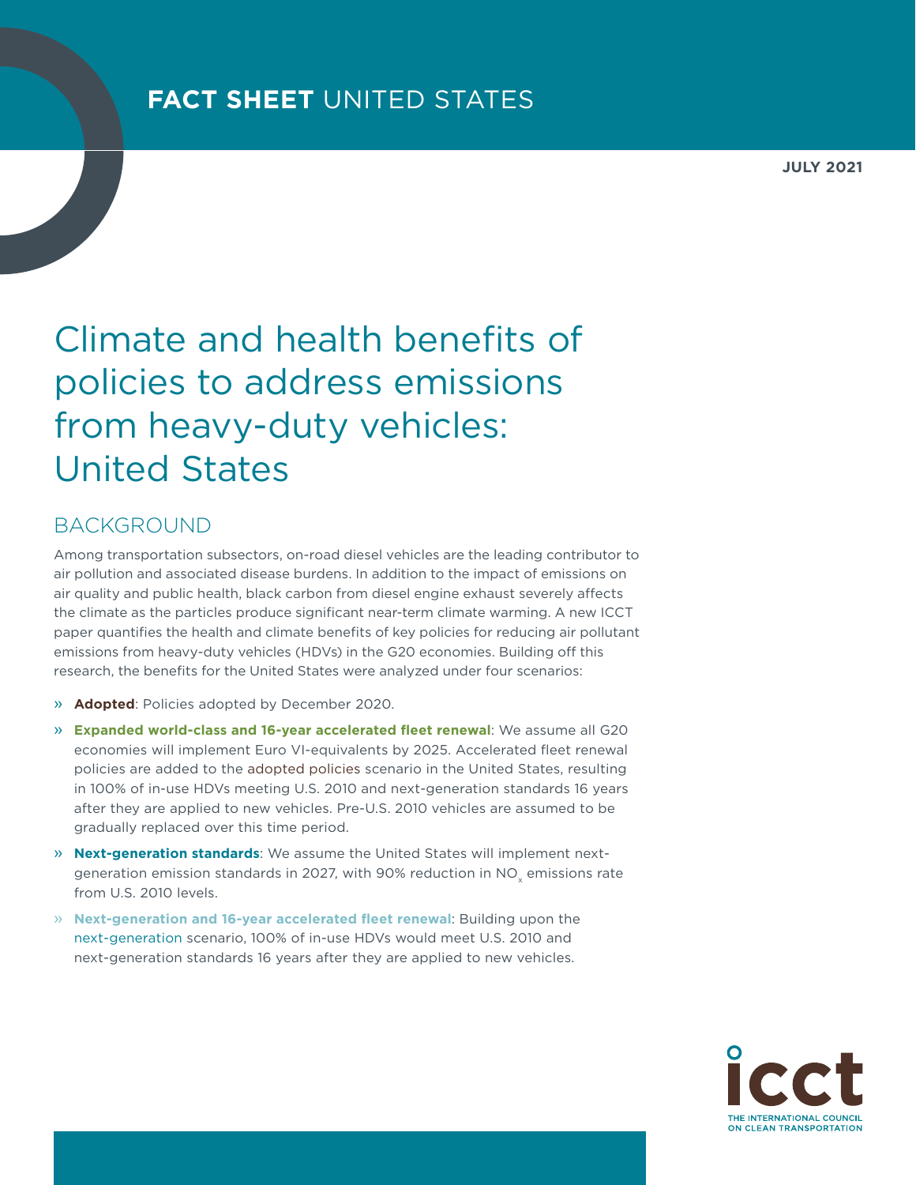**FACT SHEET** UNITED STATES

**JULY 2021**

# Climate and health benefits of policies to address emissions from heavy-duty vehicles: United States

## BACKGROUND

Among transportation subsectors, on-road diesel vehicles are the leading contributor to air pollution and associated disease burdens. In addition to the impact of emissions on air quality and public health, black carbon from diesel engine exhaust severely affects the climate as the particles produce significant near-term climate warming. A new ICCT paper quantifies the health and climate benefits of key policies for reducing air pollutant emissions from heavy-duty vehicles (HDVs) in the G20 economies. Building off this research, the benefits for the United States were analyzed under four scenarios:

- **Adopted**: Policies adopted by December 2020.
- **Expanded world-class and 16-year accelerated fleet renewal**: We assume all G20 economies will implement Euro VI-equivalents by 2025. Accelerated fleet renewal policies are added to the adopted policies scenario in the United States, resulting in 100% of in-use HDVs meeting U.S. 2010 and next-generation standards 16 years after they are applied to new vehicles. Pre-U.S. 2010 vehicles are assumed to be gradually replaced over this time period.
- **Next-generation standards**: We assume the United States will implement next-generation emission standards in 2027, with 90% reduction in $NO_x$ emissions rate from U.S. 2010 levels.
- **Next-generation and 16-year accelerated fleet renewal**: Building upon the next-generation scenario, 100% of in-use HDVs would meet U.S. 2010 and next-generation standards 16 years after they are applied to new vehicles.

THE INTERNATIONAL COUNCIL ON CLEAN TRANSPORTATION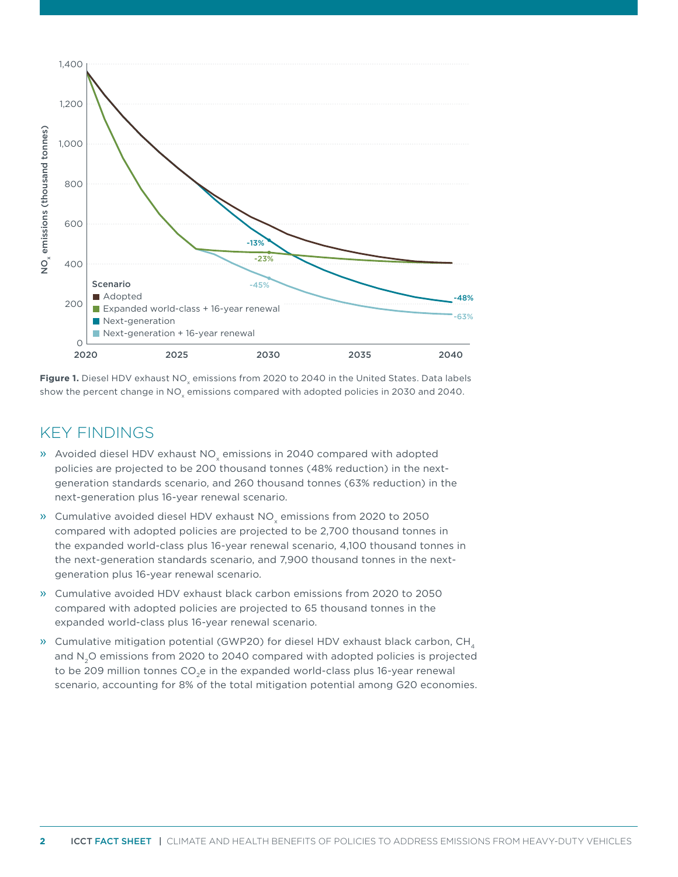**Figure 1.** Diesel HDV exhaust $NO_x$ emissions from 2020 to 2040 in the United States. Data labels show the percent change in $NO_x$ emissions compared with adopted policies in 2030 and 2040.

## KEY FINDINGS

» Avoided diesel HDV exhaust $NO_x$ emissions in 2040 compared with adopted policies are projected to be 200 thousand tonnes (48% reduction) in the next-generation standards scenario, and 260 thousand tonnes (63% reduction) in the next-generation plus 16-year renewal scenario.

» Cumulative avoided diesel HDV exhaust $NO_x$ emissions from 2020 to 2050 compared with adopted policies are projected to be 2,700 thousand tonnes in the expanded world-class plus 16-year renewal scenario, 4,100 thousand tonnes in the next-generation standards scenario, and 7,900 thousand tonnes in the next-generation plus 16-year renewal scenario.

» Cumulative avoided HDV exhaust black carbon emissions from 2020 to 2050 compared with adopted policies are projected to 65 thousand tonnes in the expanded world-class plus 16-year renewal scenario.

» Cumulative mitigation potential (GWP20) for diesel HDV exhaust black carbon, $CH_4$ and $N_2O$ emissions from 2020 to 2040 compared with adopted policies is projected to be 209 million tonnes $CO_2e$ in the expanded world-class plus 16-year renewal scenario, accounting for 8% of the total mitigation potential among G20 economies.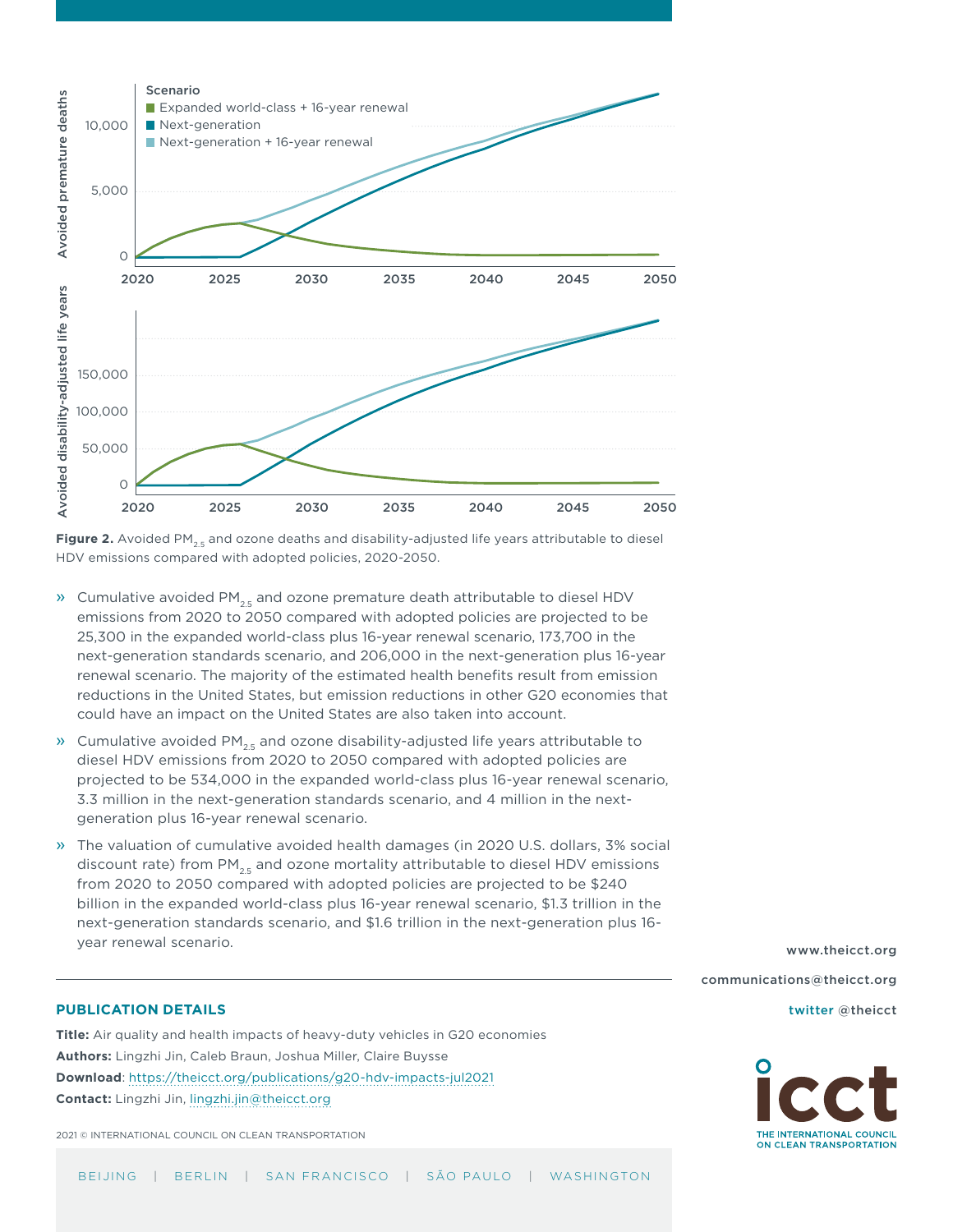Scenario

Expanded world-class + 16-year renewal

Next-generation

Next-generation + 16-year renewal

Avoided premature deaths

10,000

5,000

0

2020 2025 2030 2035 2040 2045 2050

Avoided disability-adjusted life years

150,000

100,000

50,000

0

2020 2025 2030 2035 2040 2045 2050

**Figure 2.** Avoided $PM_{2.5}$ and ozone deaths and disability-adjusted life years attributable to diesel HDV emissions compared with adopted policies, 2020-2050.

- Cumulative avoided $PM_{2.5}$ and ozone premature death attributable to diesel HDV emissions from 2020 to 2050 compared with adopted policies are projected to be 25,300 in the expanded world-class plus 16-year renewal scenario, 173,700 in the next-generation standards scenario, and 206,000 in the next-generation plus 16-year renewal scenario. The majority of the estimated health benefits result from emission reductions in the United States, but emission reductions in other G20 economies that could have an impact on the United States are also taken into account.
- Cumulative avoided $PM_{2.5}$ and ozone disability-adjusted life years attributable to diesel HDV emissions from 2020 to 2050 compared with adopted policies are projected to be 534,000 in the expanded world-class plus 16-year renewal scenario, 3.3 million in the next-generation standards scenario, and 4 million in the next-generation plus 16-year renewal scenario.
- The valuation of cumulative avoided health damages (in 2020 U.S. dollars, 3% social discount rate) from $PM_{2.5}$ and ozone mortality attributable to diesel HDV emissions from 2020 to 2050 compared with adopted policies are projected to be $240 billion in the expanded world-class plus 16-year renewal scenario, $1.3 trillion in the next-generation standards scenario, and $1.6 trillion in the next-generation plus 16-year renewal scenario.

## PUBLICATION DETAILS

**Title:** Air quality and health impacts of heavy-duty vehicles in G20 economies

**Authors:** Lingzhi Jin, Caleb Braun, Joshua Miller, Claire Buysse

**Download**: https://theicct.org/publications/g20-hdv-impacts-jul2021

**Contact:** Lingzhi Jin, lingzhi.jin@theicct.org

2021 © INTERNATIONAL COUNCIL ON CLEAN TRANSPORTATION

www.theicct.org

communications@theicct.org

twitter @theicct

icct THE INTERNATIONAL COUNCIL ON CLEAN TRANSPORTATION

BEIJING | BERLIN | SAN FRANCISCO | SÃO PAULO | WASHINGTON